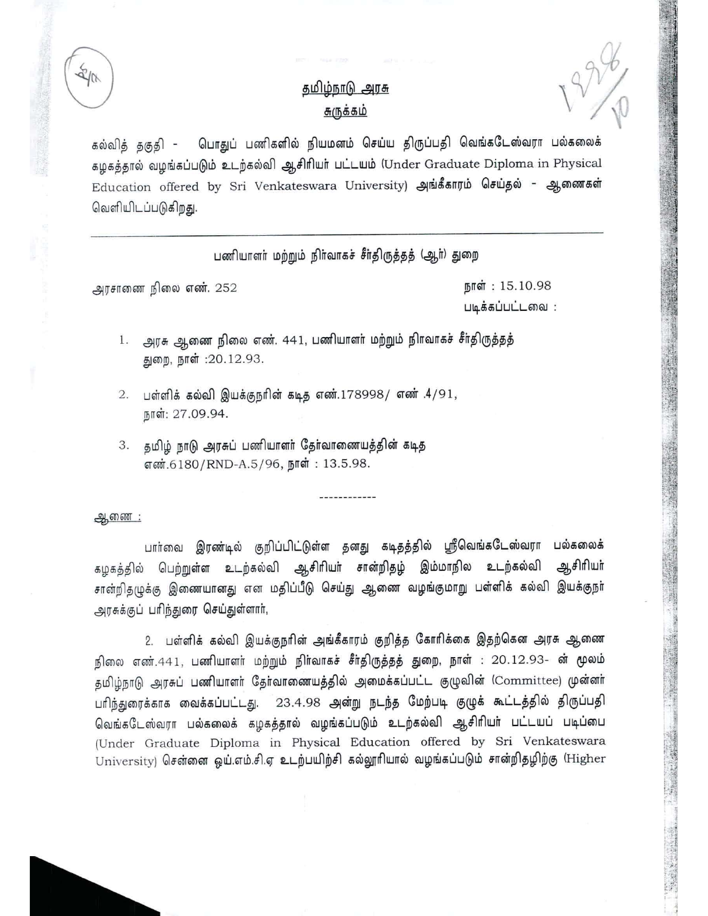<u>தமிழ்நாடு அரசு</u>

<u>சுருக்கம்</u>

கல்வித் தகுதி - பொதுப் பணிகளில் நியமனம் செய்ய திருப்பதி வெங்கடேஸ்வரா பல்கலைக் கழகத்தால் வழங்கப்படும் உடற்கல்வி ஆசிரியர் பட்டயம் (Under Graduate Diploma in Physical Education offered by Sri Venkateswara University) அங்கீகாரம் செய்தல் - ஆணைகள் வெளியிடப்படுகிறது.

---

பணியாளர் மற்றும் நிர்வாகச் சீர்திருத்தத் (ஆர்) துறை

அரசாணை நிலை எண். 252 நாள் : 15.10.98

படிக்கப்பட்டவை :

1. அரசு ஆணை நிலை எண். 441, பணியாளர் மற்றும் நிர்வாகச் சீர்திருத்தத் துறை, நாள் :20.12.93.
2. பள்ளிக் கல்வி இயக்குநரின் கடித எண்.178998/ எண் .4/91, நாள்: 27.09.94.
3. தமிழ் நாடு அரசுப் பணியாளர் தேர்வாணையத்தின் கடித எண்.6180/RND-A.5/96, நாள் : 13.5.98.

------------

<u>ஆணை :</u>

பார்வை இரண்டில் குறிப்பிட்டுள்ள தனது கடிதத்தில் ஸ்ரீவெங்கடேஸ்வரா பல்கலைக் கழகத்தில் பெற்றுள்ள உடற்கல்வி ஆசிரியர் சான்றிதழ் இம்மாநில உடற்கல்வி ஆசிரியர் சான்றிதழுக்கு இணையானது என மதிப்பீடு செய்து ஆணை வழங்குமாறு பள்ளிக் கல்வி இயக்குநர் அரசுக்குப் பரிந்துரை செய்துள்ளார்,

2. பள்ளிக் கல்வி இயக்குநரின் அங்கீகாரம் குறித்த கோரிக்கை இதற்கென அரசு ஆணை நிலை எண்.441, பணியாளர் மற்றும் நிர்வாகச் சீர்திருத்தத் துறை, நாள் : 20.12.93- ன் மூலம் தமிழ்நாடு அரசுப் பணியாளர் தேர்வாணையத்தில் அமைக்கப்பட்ட குழுவின் (Committee) முன்னர் பரிந்துரைக்காக வைக்கப்பட்டது. 23.4.98 அன்று நடந்த மேற்படி குழுக் கூட்டத்தில் திருப்பதி வெங்கடேஸ்வரா பல்கலைக் கழகத்தால் வழங்கப்படும் உடற்கல்வி ஆசிரியர் பட்டயப் படிப்பை (Under Graduate Diploma in Physical Education offered by Sri Venkateswara University) சென்னை ஒய்.எம்.சி.ஏ உடற்பயிற்சி கல்லூரியால் வழங்கப்படும் சான்றிதழிற்கு (Higher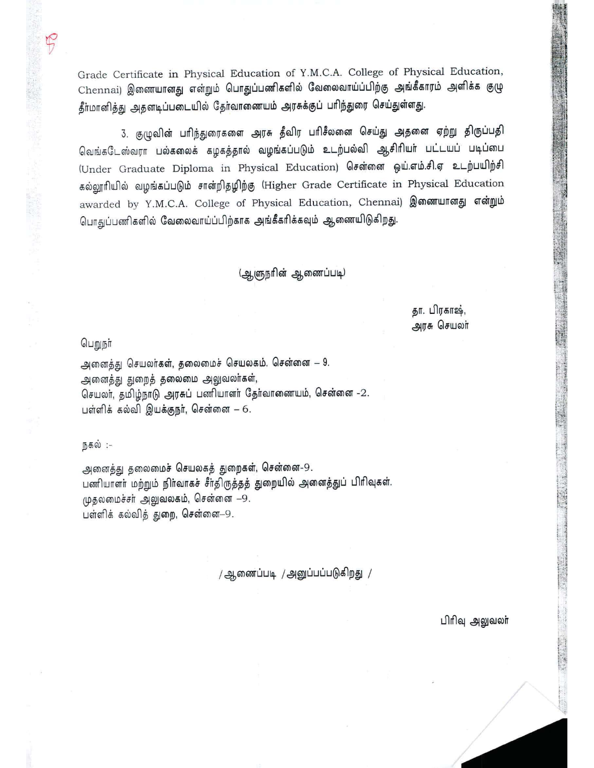Grade Certificate in Physical Education of Y.M.C.A. College of Physical Education, Chennai) இணையானது என்றும் பொதுப்பணிகளில் வேலைவாய்ப்பிற்கு அங்கீகாரம் அளிக்க குழு தீர்மானித்து அதனடிப்படையில் தேர்வாணையம் அரசுக்குப் பரிந்துரை செய்துள்ளது.

3. குழுவின் பரிந்துரைகளை அரசு தீவிர பரிசீலனை செய்து அதனை ஏற்று திருப்பதி வெங்கடேஸ்வரா பல்கலைக் கழகத்தால் வழங்கப்படும் உடற்கல்வி ஆசிரியர் பட்டயப் படிப்பை (Under Graduate Diploma in Physical Education) சென்னை ஒய்.எம்.சி.ஏ உடற்பயிற்சி கல்லூரியில் வழங்கப்படும் சான்றிதழிற்கு (Higher Grade Certificate in Physical Education awarded by Y.M.C.A. College of Physical Education, Chennai) இணையானது என்றும் பொதுப்பணிகளில் வேலைவாய்ப்பிற்காக அங்கீகரிக்கவும் ஆணையிடுகிறது.

(ஆளுநரின் ஆணைப்படி)

தா. பிரகாஷ்,
அரசு செயலர்

பெறுநர்

அனைத்து செயலர்கள், தலைமைச் செயலகம். சென்னை – 9.
அனைத்து துறைத் தலைமை அலுவலர்கள்,
செயலர், தமிழ்நாடு அரசுப் பணியாளர் தேர்வாணையம், சென்னை -2.
பள்ளிக் கல்வி இயக்குநர், சென்னை – 6.

நகல் :-

அனைத்து தலைமைச் செயலகத் துறைகள், சென்னை-9.
பணியாளர் மற்றும் நிர்வாகச் சீர்திருத்தத் துறையில் அனைத்துப் பிரிவுகள்.
முதலமைச்சர் அலுவலகம், சென்னை –9.
பள்ளிக் கல்வித் துறை, சென்னை–9.

/ஆணைப்படி /அனுப்பப்படுகிறது /

பிரிவு அலுவலர்